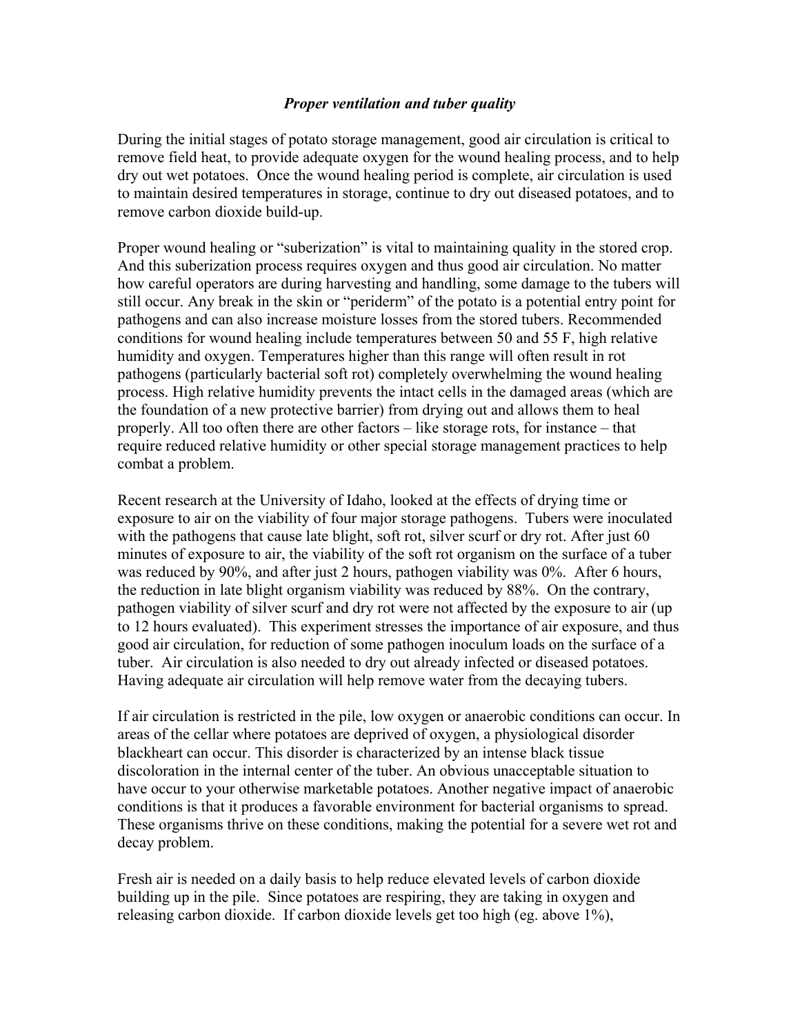### *Proper ventilation and tuber quality*

During the initial stages of potato storage management, good air circulation is critical to remove field heat, to provide adequate oxygen for the wound healing process, and to help dry out wet potatoes. Once the wound healing period is complete, air circulation is used to maintain desired temperatures in storage, continue to dry out diseased potatoes, and to remove carbon dioxide build-up.

Proper wound healing or "suberization" is vital to maintaining quality in the stored crop. And this suberization process requires oxygen and thus good air circulation. No matter how careful operators are during harvesting and handling, some damage to the tubers will still occur. Any break in the skin or "periderm" of the potato is a potential entry point for pathogens and can also increase moisture losses from the stored tubers. Recommended conditions for wound healing include temperatures between 50 and 55 F, high relative humidity and oxygen. Temperatures higher than this range will often result in rot pathogens (particularly bacterial soft rot) completely overwhelming the wound healing process. High relative humidity prevents the intact cells in the damaged areas (which are the foundation of a new protective barrier) from drying out and allows them to heal properly. All too often there are other factors – like storage rots, for instance – that require reduced relative humidity or other special storage management practices to help combat a problem.

Recent research at the University of Idaho, looked at the effects of drying time or exposure to air on the viability of four major storage pathogens. Tubers were inoculated with the pathogens that cause late blight, soft rot, silver scurf or dry rot. After just 60 minutes of exposure to air, the viability of the soft rot organism on the surface of a tuber was reduced by 90%, and after just 2 hours, pathogen viability was 0%. After 6 hours, the reduction in late blight organism viability was reduced by 88%. On the contrary, pathogen viability of silver scurf and dry rot were not affected by the exposure to air (up to 12 hours evaluated). This experiment stresses the importance of air exposure, and thus good air circulation, for reduction of some pathogen inoculum loads on the surface of a tuber. Air circulation is also needed to dry out already infected or diseased potatoes. Having adequate air circulation will help remove water from the decaying tubers.

If air circulation is restricted in the pile, low oxygen or anaerobic conditions can occur. In areas of the cellar where potatoes are deprived of oxygen, a physiological disorder blackheart can occur. This disorder is characterized by an intense black tissue discoloration in the internal center of the tuber. An obvious unacceptable situation to have occur to your otherwise marketable potatoes. Another negative impact of anaerobic conditions is that it produces a favorable environment for bacterial organisms to spread. These organisms thrive on these conditions, making the potential for a severe wet rot and decay problem.

Fresh air is needed on a daily basis to help reduce elevated levels of carbon dioxide building up in the pile. Since potatoes are respiring, they are taking in oxygen and releasing carbon dioxide. If carbon dioxide levels get too high (eg. above 1%),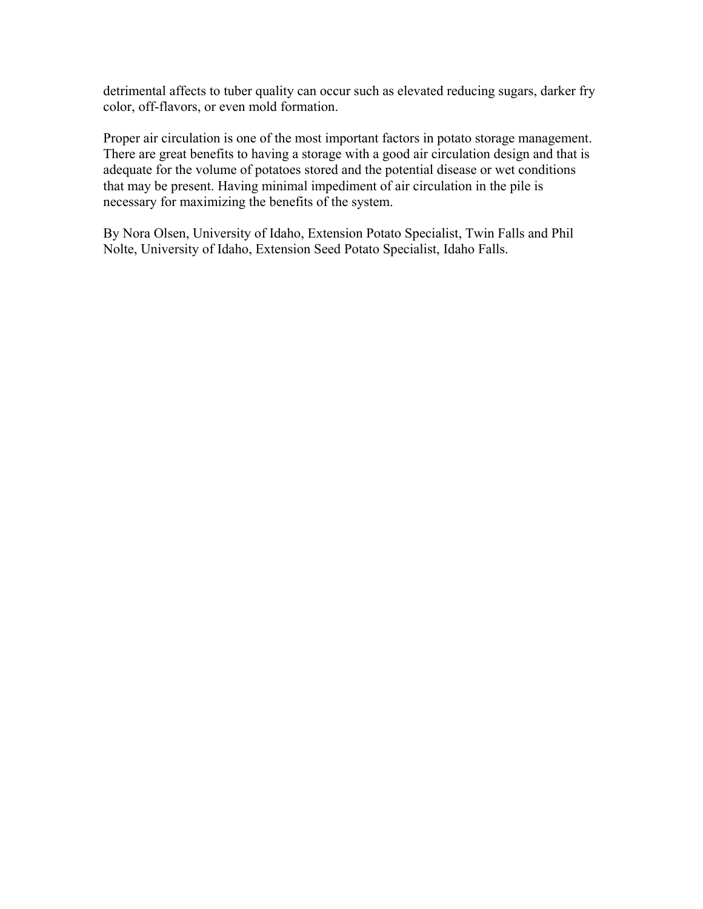detrimental affects to tuber quality can occur such as elevated reducing sugars, darker fry color, off-flavors, or even mold formation.

Proper air circulation is one of the most important factors in potato storage management. There are great benefits to having a storage with a good air circulation design and that is adequate for the volume of potatoes stored and the potential disease or wet conditions that may be present. Having minimal impediment of air circulation in the pile is necessary for maximizing the benefits of the system.

By Nora Olsen, University of Idaho, Extension Potato Specialist, Twin Falls and Phil Nolte, University of Idaho, Extension Seed Potato Specialist, Idaho Falls.